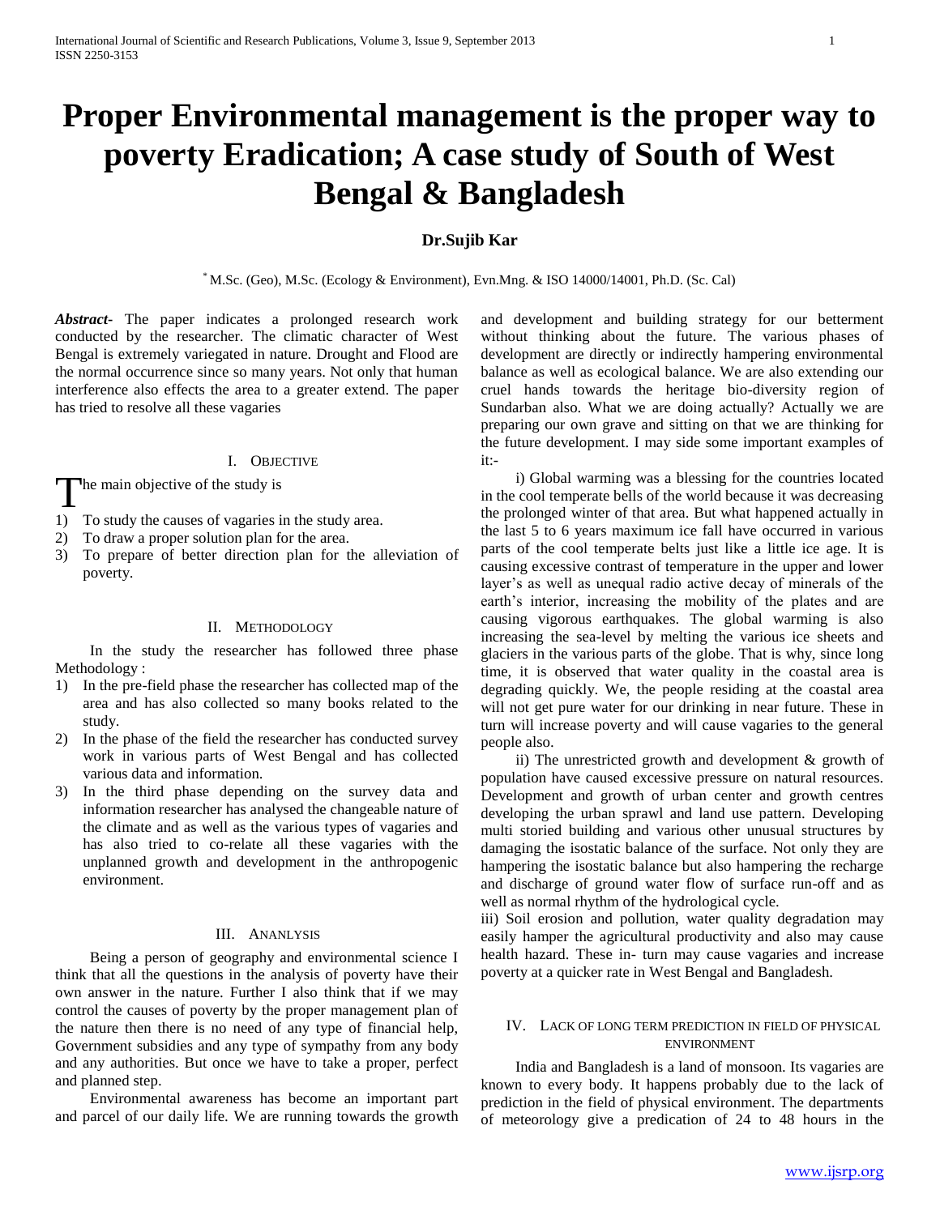# Proper Environmental management is the proper way to poverty Eradication; A case study of South of West Bengal & Bangladesh

**Dr.Sujib Kar**

* M.Sc. (Geo), M.Sc. (Ecology & Environment), Evn.Mng. & ISO 14000/14001, Ph.D. (Sc. Cal)

***Abstract-*** The paper indicates a prolonged research work conducted by the researcher. The climatic character of West Bengal is extremely variegated in nature. Drought and Flood are the normal occurrence since so many years. Not only that human interference also effects the area to a greater extend. The paper has tried to resolve all these vagaries

## I. Objective

The main objective of the study is

1) To study the causes of vagaries in the study area.
2) To draw a proper solution plan for the area.
3) To prepare of better direction plan for the alleviation of poverty.

## II. Methodology

In the study the researcher has followed three phase Methodology :

1) In the pre-field phase the researcher has collected map of the area and has also collected so many books related to the study.
2) In the phase of the field the researcher has conducted survey work in various parts of West Bengal and has collected various data and information.
3) In the third phase depending on the survey data and information researcher has analysed the changeable nature of the climate and as well as the various types of vagaries and has also tried to co-relate all these vagaries with the unplanned growth and development in the anthropogenic environment.

## III. Ananlysis

Being a person of geography and environmental science I think that all the questions in the analysis of poverty have their own answer in the nature. Further I also think that if we may control the causes of poverty by the proper management plan of the nature then there is no need of any type of financial help, Government subsidies and any type of sympathy from any body and any authorities. But once we have to take a proper, perfect and planned step.

Environmental awareness has become an important part and parcel of our daily life. We are running towards the growth and development and building strategy for our betterment without thinking about the future. The various phases of development are directly or indirectly hampering environmental balance as well as ecological balance. We are also extending our cruel hands towards the heritage bio-diversity region of Sundarban also. What we are doing actually? Actually we are preparing our own grave and sitting on that we are thinking for the future development. I may side some important examples of it:-

i) Global warming was a blessing for the countries located in the cool temperate bells of the world because it was decreasing the prolonged winter of that area. But what happened actually in the last 5 to 6 years maximum ice fall have occurred in various parts of the cool temperate belts just like a little ice age. It is causing excessive contrast of temperature in the upper and lower layer's as well as unequal radio active decay of minerals of the earth's interior, increasing the mobility of the plates and are causing vigorous earthquakes. The global warming is also increasing the sea-level by melting the various ice sheets and glaciers in the various parts of the globe. That is why, since long time, it is observed that water quality in the coastal area is degrading quickly. We, the people residing at the coastal area will not get pure water for our drinking in near future. These in turn will increase poverty and will cause vagaries to the general people also.

ii) The unrestricted growth and development & growth of population have caused excessive pressure on natural resources. Development and growth of urban center and growth centres developing the urban sprawl and land use pattern. Developing multi storied building and various other unusual structures by damaging the isostatic balance of the surface. Not only they are hampering the isostatic balance but also hampering the recharge and discharge of ground water flow of surface run-off and as well as normal rhythm of the hydrological cycle.

iii) Soil erosion and pollution, water quality degradation may easily hamper the agricultural productivity and also may cause health hazard. These in- turn may cause vagaries and increase poverty at a quicker rate in West Bengal and Bangladesh.

## IV. Lack of long term prediction in field of physical environment

India and Bangladesh is a land of monsoon. Its vagaries are known to every body. It happens probably due to the lack of prediction in the field of physical environment. The departments of meteorology give a predication of 24 to 48 hours in the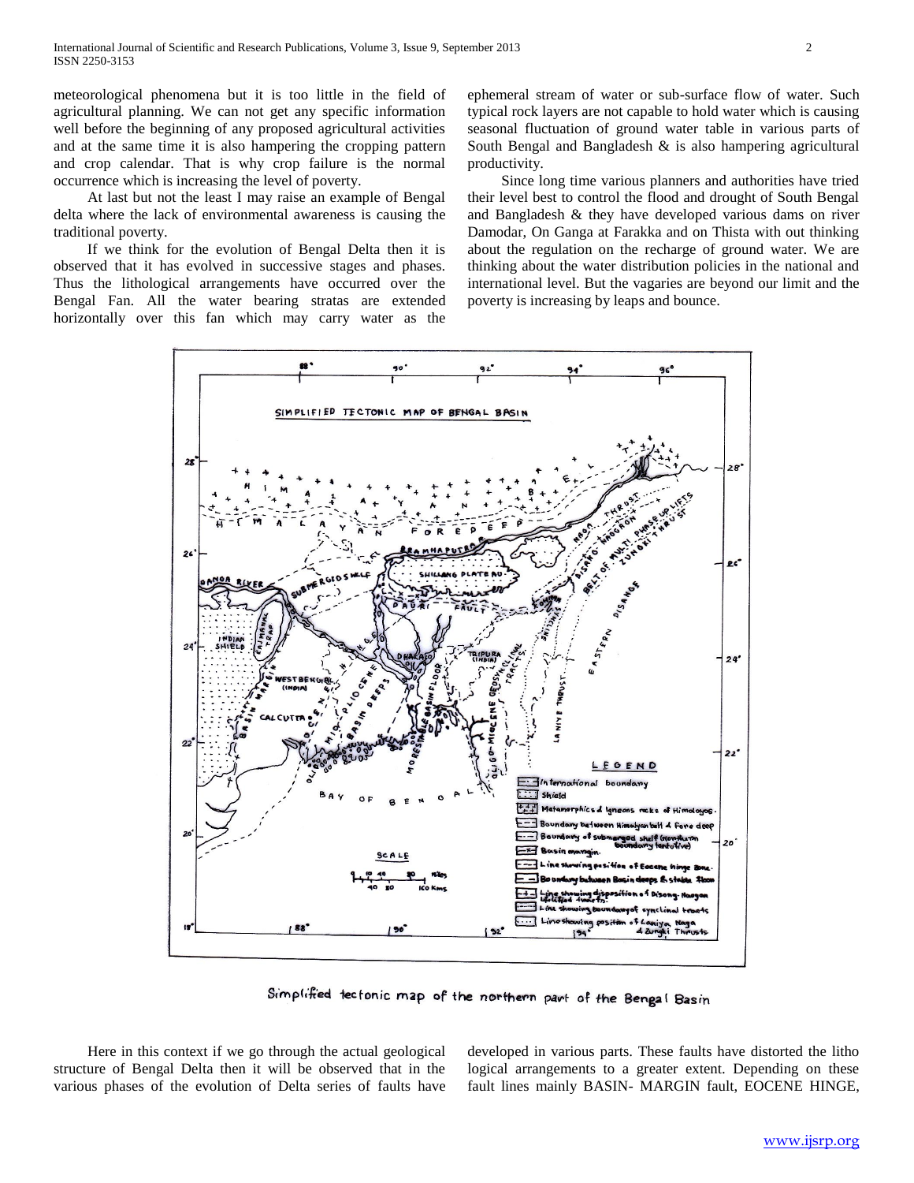meteorological phenomena but it is too little in the field of agricultural planning. We can not get any specific information well before the beginning of any proposed agricultural activities and at the same time it is also hampering the cropping pattern and crop calendar. That is why crop failure is the normal occurrence which is increasing the level of poverty.

At last but not the least I may raise an example of Bengal delta where the lack of environmental awareness is causing the traditional poverty.

If we think for the evolution of Bengal Delta then it is observed that it has evolved in successive stages and phases. Thus the lithological arrangements have occurred over the Bengal Fan. All the water bearing stratas are extended horizontally over this fan which may carry water as the ephemeral stream of water or sub-surface flow of water. Such typical rock layers are not capable to hold water which is causing seasonal fluctuation of ground water table in various parts of South Bengal and Bangladesh & is also hampering agricultural productivity.

Since long time various planners and authorities have tried their level best to control the flood and drought of South Bengal and Bangladesh & they have developed various dams on river Damodar, On Ganga at Farakka and on Thista with out thinking about the regulation on the recharge of ground water. We are thinking about the water distribution policies in the national and international level. But the vagaries are beyond our limit and the poverty is increasing by leaps and bounce.

Simplified tectonic map of the northern part of the Bengal Basin

Here in this context if we go through the actual geological structure of Bengal Delta then it will be observed that in the various phases of the evolution of Delta series of faults have developed in various parts. These faults have distorted the litho logical arrangements to a greater extent. Depending on these fault lines mainly BASIN- MARGIN fault, EOCENE HINGE,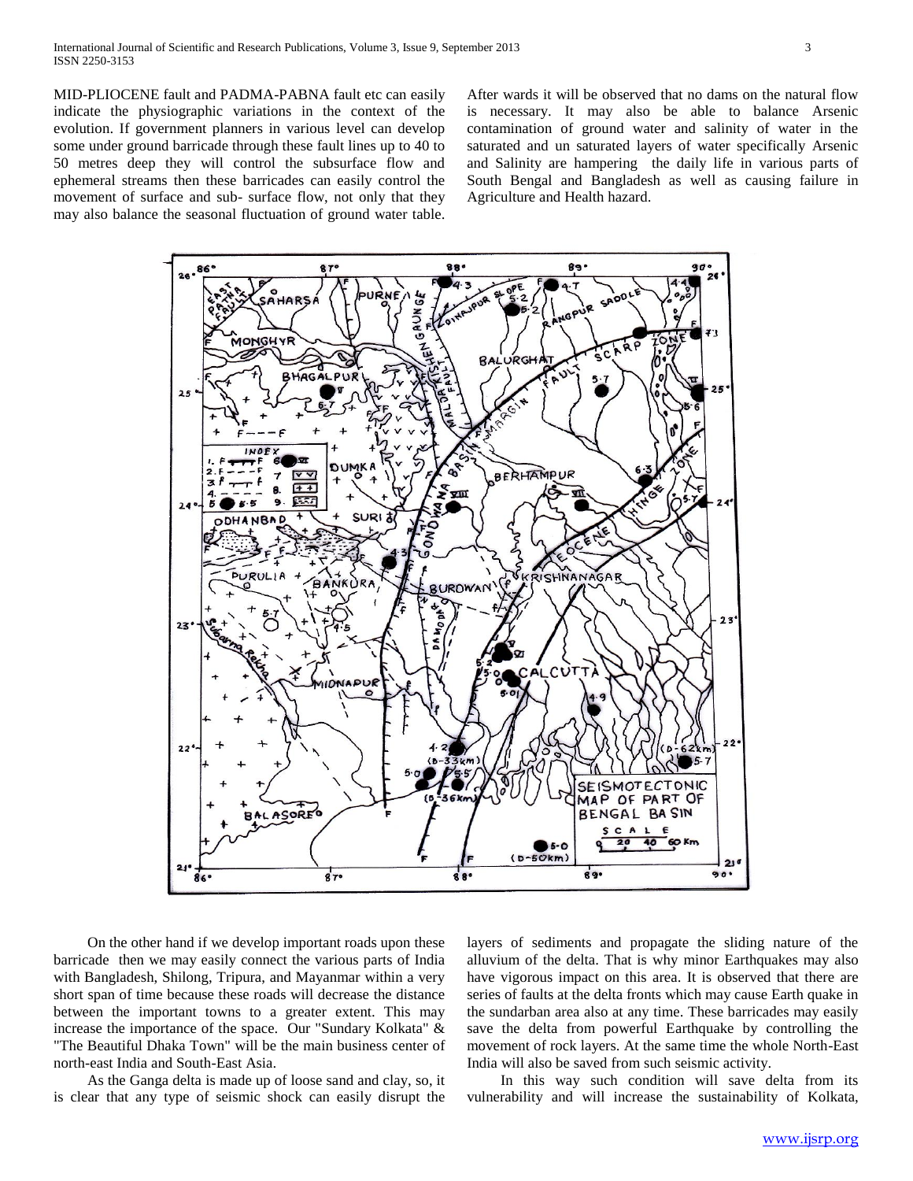MID-PLIOCENE fault and PADMA-PABNA fault etc can easily indicate the physiographic variations in the context of the evolution. If government planners in various level can develop some under ground barricade through these fault lines up to 40 to 50 metres deep they will control the subsurface flow and ephemeral streams then these barricades can easily control the movement of surface and sub- surface flow, not only that they may also balance the seasonal fluctuation of ground water table. After wards it will be observed that no dams on the natural flow is necessary. It may also be able to balance Arsenic contamination of ground water and salinity of water in the saturated and un saturated layers of water specifically Arsenic and Salinity are hampering the daily life in various parts of South Bengal and Bangladesh as well as causing failure in Agriculture and Health hazard.

On the other hand if we develop important roads upon these barricade then we may easily connect the various parts of India with Bangladesh, Shilong, Tripura, and Mayanmar within a very short span of time because these roads will decrease the distance between the important towns to a greater extent. This may increase the importance of the space. Our "Sundary Kolkata" & "The Beautiful Dhaka Town" will be the main business center of north-east India and South-East Asia.

As the Ganga delta is made up of loose sand and clay, so, it is clear that any type of seismic shock can easily disrupt the layers of sediments and propagate the sliding nature of the alluvium of the delta. That is why minor Earthquakes may also have vigorous impact on this area. It is observed that there are series of faults at the delta fronts which may cause Earth quake in the sundarban area also at any time. These barricades may easily save the delta from powerful Earthquake by controlling the movement of rock layers. At the same time the whole North-East India will also be saved from such seismic activity.

In this way such condition will save delta from its vulnerability and will increase the sustainability of Kolkata,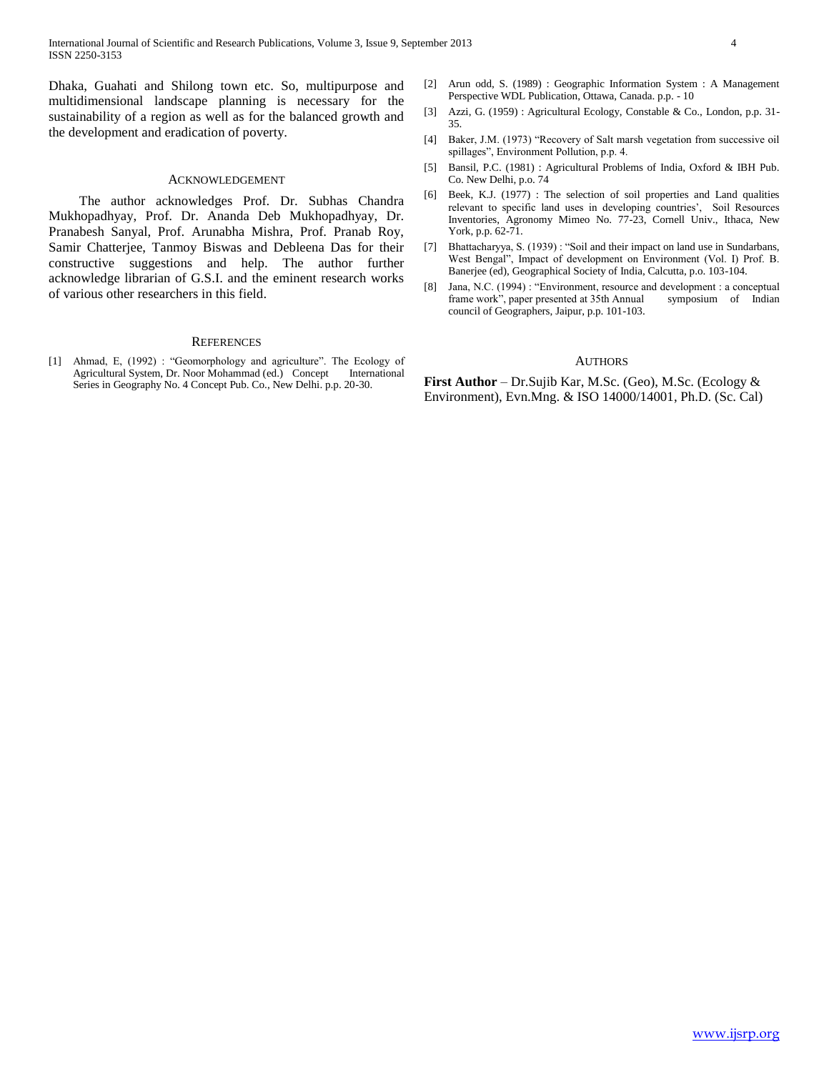Dhaka, Guahati and Shilong town etc. So, multipurpose and multidimensional landscape planning is necessary for the sustainability of a region as well as for the balanced growth and the development and eradication of poverty.

## Acknowledgement

The author acknowledges Prof. Dr. Subhas Chandra Mukhopadhyay, Prof. Dr. Ananda Deb Mukhopadhyay, Dr. Pranabesh Sanyal, Prof. Arunabha Mishra, Prof. Pranab Roy, Samir Chatterjee, Tanmoy Biswas and Debleena Das for their constructive suggestions and help. The author further acknowledge librarian of G.S.I. and the eminent research works of various other researchers in this field.

## References

[1] Ahmad, E, (1992) : "Geomorphology and agriculture". The Ecology of Agricultural System, Dr. Noor Mohammad (ed.) Concept International Series in Geography No. 4 Concept Pub. Co., New Delhi. p.p. 20-30.

[2] Arun odd, S. (1989) : Geographic Information System : A Management Perspective WDL Publication, Ottawa, Canada. p.p. - 10

[3] Azzi, G. (1959) : Agricultural Ecology, Constable & Co., London, p.p. 31-35.

[4] Baker, J.M. (1973) "Recovery of Salt marsh vegetation from successive oil spillages", Environment Pollution, p.p. 4.

[5] Bansil, P.C. (1981) : Agricultural Problems of India, Oxford & IBH Pub. Co. New Delhi, p.o. 74

[6] Beek, K.J. (1977) : The selection of soil properties and Land qualities relevant to specific land uses in developing countries', Soil Resources Inventories, Agronomy Mimeo No. 77-23, Cornell Univ., Ithaca, New York, p.p. 62-71.

[7] Bhattacharyya, S. (1939) : "Soil and their impact on land use in Sundarbans, West Bengal", Impact of development on Environment (Vol. I) Prof. B. Banerjee (ed), Geographical Society of India, Calcutta, p.o. 103-104.

[8] Jana, N.C. (1994) : "Environment, resource and development : a conceptual frame work", paper presented at 35th Annual symposium of Indian council of Geographers, Jaipur, p.p. 101-103.

## Authors

**First Author** – Dr.Sujib Kar, M.Sc. (Geo), M.Sc. (Ecology & Environment), Evn.Mng. & ISO 14000/14001, Ph.D. (Sc. Cal)